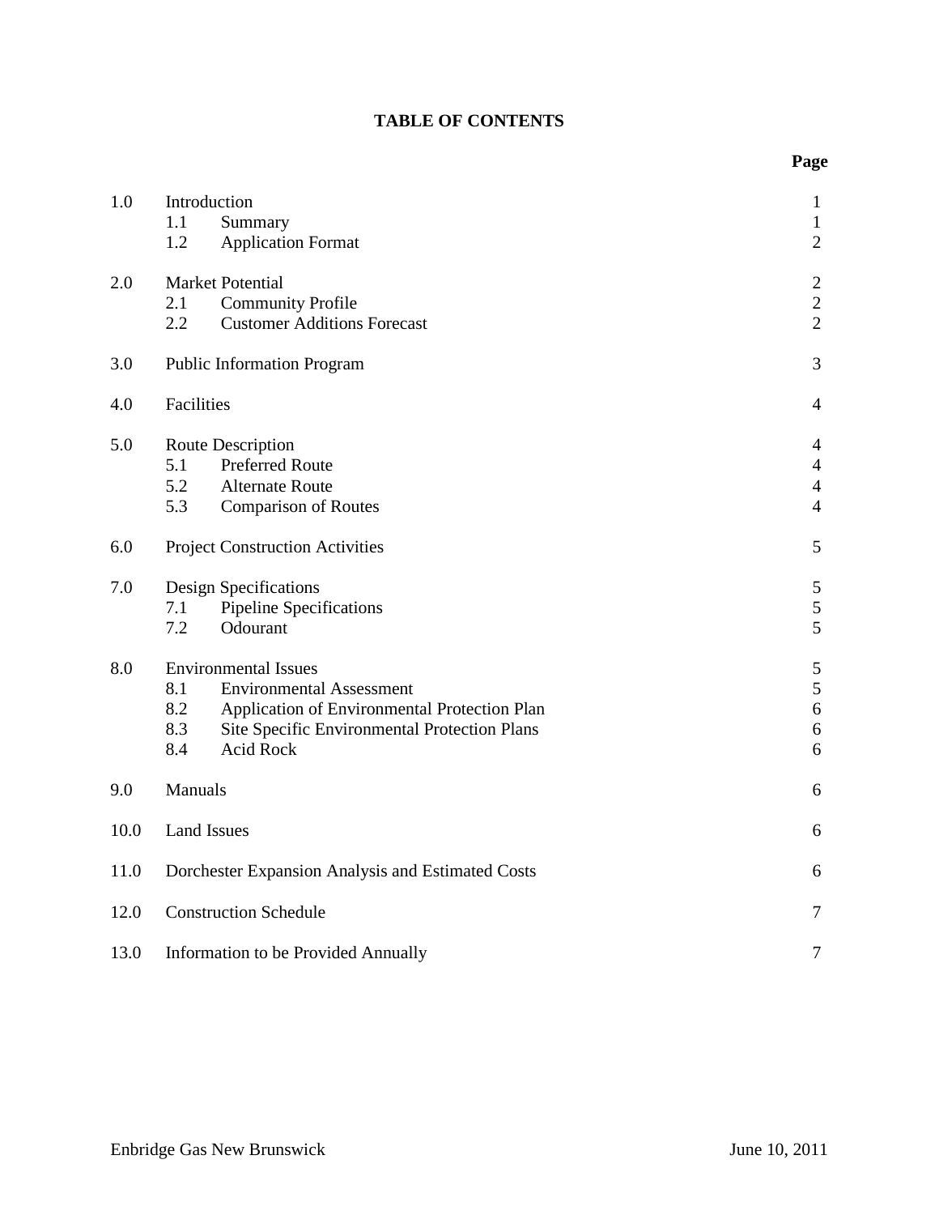# TABLE OF CONTENTS

| | | Page |
|---|---|---|
| 1.0 | Introduction | 1 |
| | 1.1 Summary | 1 |
| | 1.2 Application Format | 2 |
| 2.0 | Market Potential | 2 |
| | 2.1 Community Profile | 2 |
| | 2.2 Customer Additions Forecast | 2 |
| 3.0 | Public Information Program | 3 |
| 4.0 | Facilities | 4 |
| 5.0 | Route Description | 4 |
| | 5.1 Preferred Route | 4 |
| | 5.2 Alternate Route | 4 |
| | 5.3 Comparison of Routes | 4 |
| 6.0 | Project Construction Activities | 5 |
| 7.0 | Design Specifications | 5 |
| | 7.1 Pipeline Specifications | 5 |
| | 7.2 Odourant | 5 |
| 8.0 | Environmental Issues | 5 |
| | 8.1 Environmental Assessment | 5 |
| | 8.2 Application of Environmental Protection Plan | 6 |
| | 8.3 Site Specific Environmental Protection Plans | 6 |
| | 8.4 Acid Rock | 6 |
| 9.0 | Manuals | 6 |
| 10.0 | Land Issues | 6 |
| 11.0 | Dorchester Expansion Analysis and Estimated Costs | 6 |
| 12.0 | Construction Schedule | 7 |
| 13.0 | Information to be Provided Annually | 7 |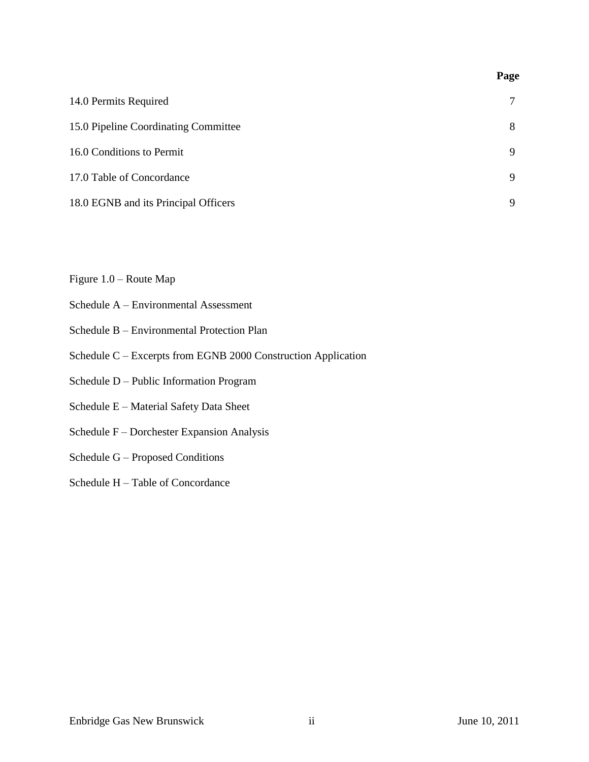| | Page |
|---|---|
| 14.0 Permits Required | 7 |
| 15.0 Pipeline Coordinating Committee | 8 |
| 16.0 Conditions to Permit | 9 |
| 17.0 Table of Concordance | 9 |
| 18.0 EGNB and its Principal Officers | 9 |

Figure 1.0 – Route Map

Schedule A – Environmental Assessment

Schedule B – Environmental Protection Plan

Schedule C – Excerpts from EGNB 2000 Construction Application

Schedule D – Public Information Program

Schedule E – Material Safety Data Sheet

Schedule F – Dorchester Expansion Analysis

Schedule G – Proposed Conditions

Schedule H – Table of Concordance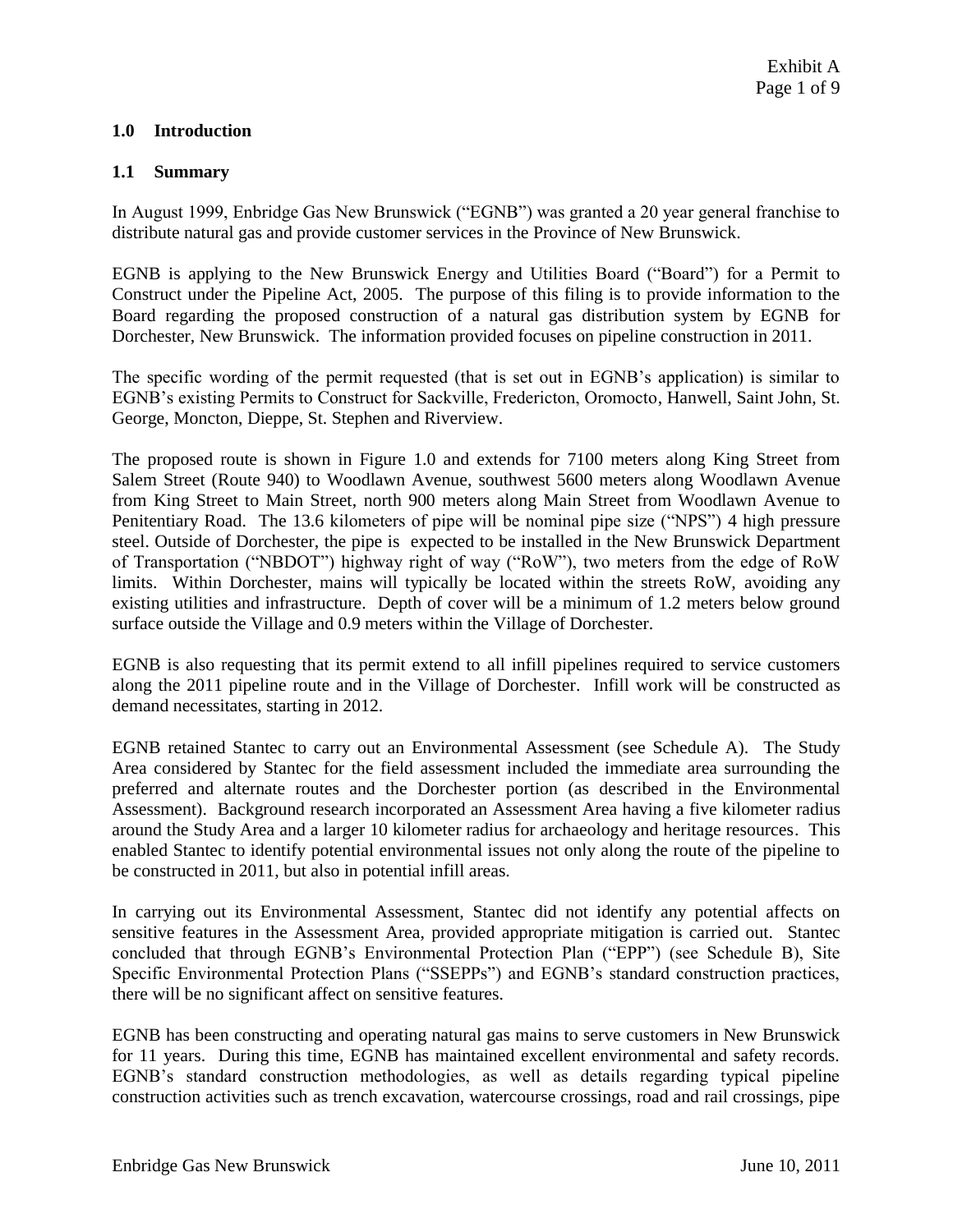## 1.0 Introduction

### 1.1 Summary

In August 1999, Enbridge Gas New Brunswick ("EGNB") was granted a 20 year general franchise to distribute natural gas and provide customer services in the Province of New Brunswick.

EGNB is applying to the New Brunswick Energy and Utilities Board ("Board") for a Permit to Construct under the Pipeline Act, 2005. The purpose of this filing is to provide information to the Board regarding the proposed construction of a natural gas distribution system by EGNB for Dorchester, New Brunswick. The information provided focuses on pipeline construction in 2011.

The specific wording of the permit requested (that is set out in EGNB's application) is similar to EGNB's existing Permits to Construct for Sackville, Fredericton, Oromocto, Hanwell, Saint John, St. George, Moncton, Dieppe, St. Stephen and Riverview.

The proposed route is shown in Figure 1.0 and extends for 7100 meters along King Street from Salem Street (Route 940) to Woodlawn Avenue, southwest 5600 meters along Woodlawn Avenue from King Street to Main Street, north 900 meters along Main Street from Woodlawn Avenue to Penitentiary Road. The 13.6 kilometers of pipe will be nominal pipe size ("NPS") 4 high pressure steel. Outside of Dorchester, the pipe is expected to be installed in the New Brunswick Department of Transportation ("NBDOT") highway right of way ("RoW"), two meters from the edge of RoW limits. Within Dorchester, mains will typically be located within the streets RoW, avoiding any existing utilities and infrastructure. Depth of cover will be a minimum of 1.2 meters below ground surface outside the Village and 0.9 meters within the Village of Dorchester.

EGNB is also requesting that its permit extend to all infill pipelines required to service customers along the 2011 pipeline route and in the Village of Dorchester. Infill work will be constructed as demand necessitates, starting in 2012.

EGNB retained Stantec to carry out an Environmental Assessment (see Schedule A). The Study Area considered by Stantec for the field assessment included the immediate area surrounding the preferred and alternate routes and the Dorchester portion (as described in the Environmental Assessment). Background research incorporated an Assessment Area having a five kilometer radius around the Study Area and a larger 10 kilometer radius for archaeology and heritage resources. This enabled Stantec to identify potential environmental issues not only along the route of the pipeline to be constructed in 2011, but also in potential infill areas.

In carrying out its Environmental Assessment, Stantec did not identify any potential affects on sensitive features in the Assessment Area, provided appropriate mitigation is carried out. Stantec concluded that through EGNB's Environmental Protection Plan ("EPP") (see Schedule B), Site Specific Environmental Protection Plans ("SSEPPs") and EGNB's standard construction practices, there will be no significant affect on sensitive features.

EGNB has been constructing and operating natural gas mains to serve customers in New Brunswick for 11 years. During this time, EGNB has maintained excellent environmental and safety records. EGNB's standard construction methodologies, as well as details regarding typical pipeline construction activities such as trench excavation, watercourse crossings, road and rail crossings, pipe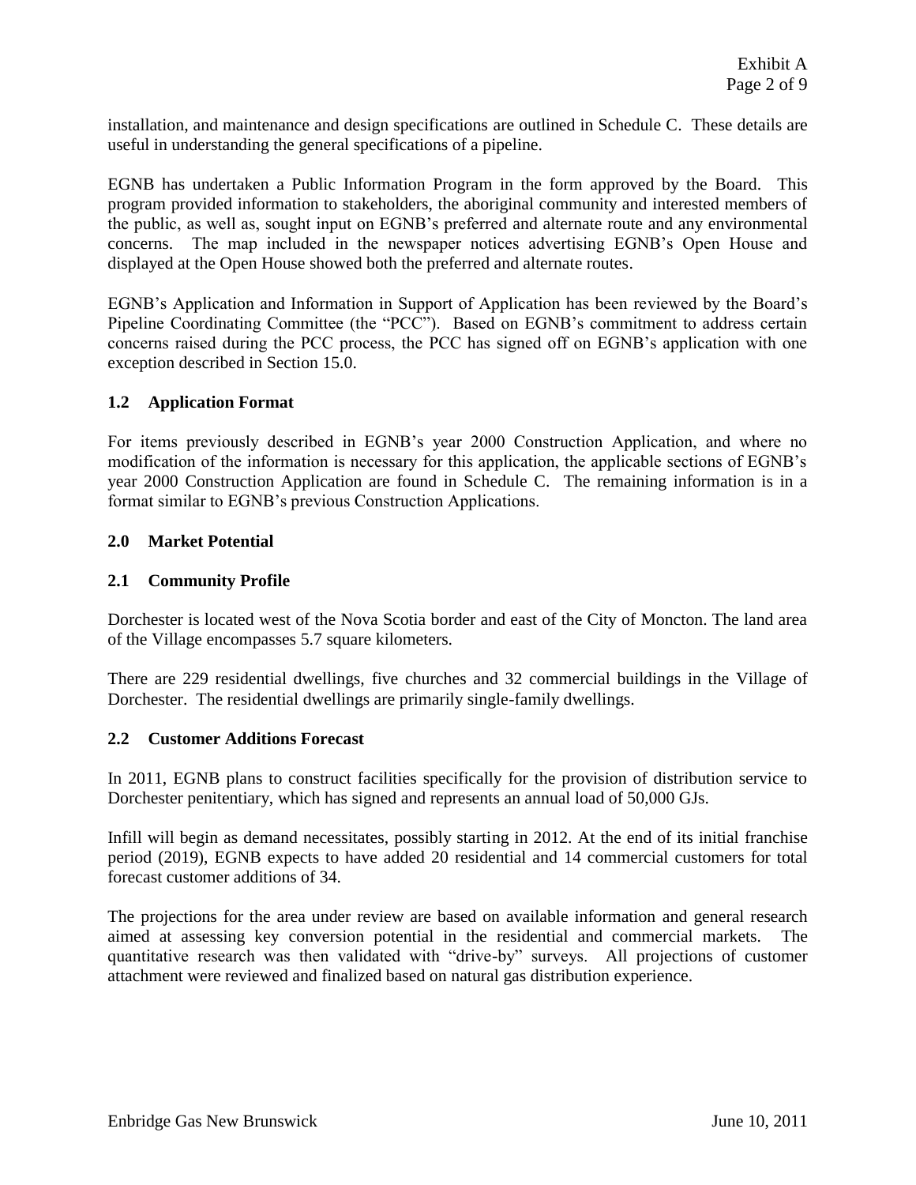installation, and maintenance and design specifications are outlined in Schedule C. These details are useful in understanding the general specifications of a pipeline.

EGNB has undertaken a Public Information Program in the form approved by the Board. This program provided information to stakeholders, the aboriginal community and interested members of the public, as well as, sought input on EGNB's preferred and alternate route and any environmental concerns. The map included in the newspaper notices advertising EGNB's Open House and displayed at the Open House showed both the preferred and alternate routes.

EGNB's Application and Information in Support of Application has been reviewed by the Board's Pipeline Coordinating Committee (the "PCC"). Based on EGNB's commitment to address certain concerns raised during the PCC process, the PCC has signed off on EGNB's application with one exception described in Section 15.0.

### 1.2 Application Format

For items previously described in EGNB's year 2000 Construction Application, and where no modification of the information is necessary for this application, the applicable sections of EGNB's year 2000 Construction Application are found in Schedule C. The remaining information is in a format similar to EGNB's previous Construction Applications.

## 2.0 Market Potential

### 2.1 Community Profile

Dorchester is located west of the Nova Scotia border and east of the City of Moncton. The land area of the Village encompasses 5.7 square kilometers.

There are 229 residential dwellings, five churches and 32 commercial buildings in the Village of Dorchester. The residential dwellings are primarily single-family dwellings.

### 2.2 Customer Additions Forecast

In 2011, EGNB plans to construct facilities specifically for the provision of distribution service to Dorchester penitentiary, which has signed and represents an annual load of 50,000 GJs.

Infill will begin as demand necessitates, possibly starting in 2012. At the end of its initial franchise period (2019), EGNB expects to have added 20 residential and 14 commercial customers for total forecast customer additions of 34.

The projections for the area under review are based on available information and general research aimed at assessing key conversion potential in the residential and commercial markets. The quantitative research was then validated with "drive-by" surveys. All projections of customer attachment were reviewed and finalized based on natural gas distribution experience.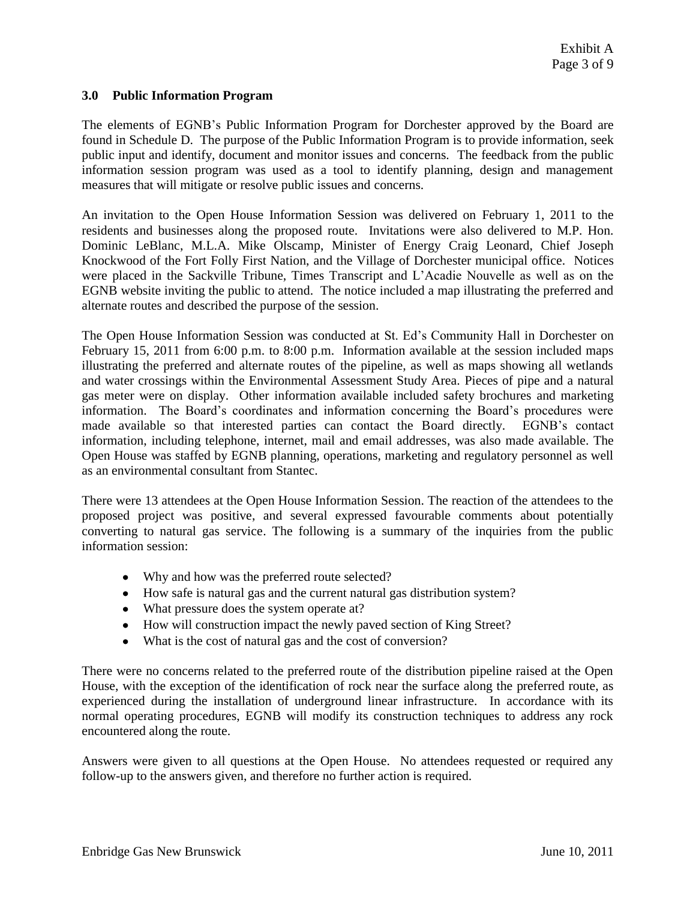## 3.0 Public Information Program

The elements of EGNB's Public Information Program for Dorchester approved by the Board are found in Schedule D. The purpose of the Public Information Program is to provide information, seek public input and identify, document and monitor issues and concerns. The feedback from the public information session program was used as a tool to identify planning, design and management measures that will mitigate or resolve public issues and concerns.

An invitation to the Open House Information Session was delivered on February 1, 2011 to the residents and businesses along the proposed route. Invitations were also delivered to M.P. Hon. Dominic LeBlanc, M.L.A. Mike Olscamp, Minister of Energy Craig Leonard, Chief Joseph Knockwood of the Fort Folly First Nation, and the Village of Dorchester municipal office. Notices were placed in the Sackville Tribune, Times Transcript and L'Acadie Nouvelle as well as on the EGNB website inviting the public to attend. The notice included a map illustrating the preferred and alternate routes and described the purpose of the session.

The Open House Information Session was conducted at St. Ed's Community Hall in Dorchester on February 15, 2011 from 6:00 p.m. to 8:00 p.m. Information available at the session included maps illustrating the preferred and alternate routes of the pipeline, as well as maps showing all wetlands and water crossings within the Environmental Assessment Study Area. Pieces of pipe and a natural gas meter were on display. Other information available included safety brochures and marketing information. The Board's coordinates and information concerning the Board's procedures were made available so that interested parties can contact the Board directly. EGNB's contact information, including telephone, internet, mail and email addresses, was also made available. The Open House was staffed by EGNB planning, operations, marketing and regulatory personnel as well as an environmental consultant from Stantec.

There were 13 attendees at the Open House Information Session. The reaction of the attendees to the proposed project was positive, and several expressed favourable comments about potentially converting to natural gas service. The following is a summary of the inquiries from the public information session:

- Why and how was the preferred route selected?
- How safe is natural gas and the current natural gas distribution system?
- What pressure does the system operate at?
- How will construction impact the newly paved section of King Street?
- What is the cost of natural gas and the cost of conversion?

There were no concerns related to the preferred route of the distribution pipeline raised at the Open House, with the exception of the identification of rock near the surface along the preferred route, as experienced during the installation of underground linear infrastructure. In accordance with its normal operating procedures, EGNB will modify its construction techniques to address any rock encountered along the route.

Answers were given to all questions at the Open House. No attendees requested or required any follow-up to the answers given, and therefore no further action is required.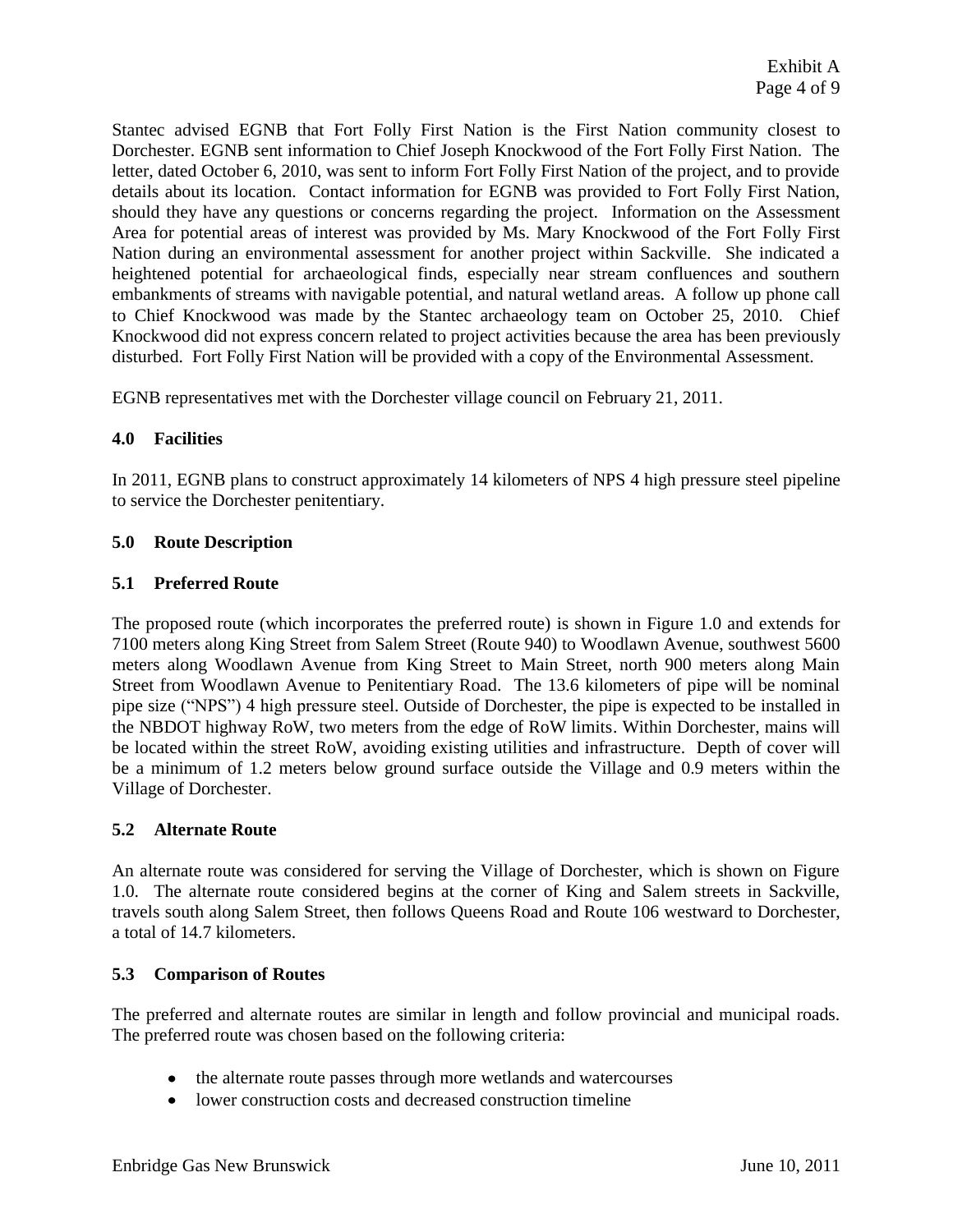Stantec advised EGNB that Fort Folly First Nation is the First Nation community closest to Dorchester. EGNB sent information to Chief Joseph Knockwood of the Fort Folly First Nation. The letter, dated October 6, 2010, was sent to inform Fort Folly First Nation of the project, and to provide details about its location. Contact information for EGNB was provided to Fort Folly First Nation, should they have any questions or concerns regarding the project. Information on the Assessment Area for potential areas of interest was provided by Ms. Mary Knockwood of the Fort Folly First Nation during an environmental assessment for another project within Sackville. She indicated a heightened potential for archaeological finds, especially near stream confluences and southern embankments of streams with navigable potential, and natural wetland areas. A follow up phone call to Chief Knockwood was made by the Stantec archaeology team on October 25, 2010. Chief Knockwood did not express concern related to project activities because the area has been previously disturbed. Fort Folly First Nation will be provided with a copy of the Environmental Assessment.

EGNB representatives met with the Dorchester village council on February 21, 2011.

## 4.0 Facilities

In 2011, EGNB plans to construct approximately 14 kilometers of NPS 4 high pressure steel pipeline to service the Dorchester penitentiary.

## 5.0 Route Description

### 5.1 Preferred Route

The proposed route (which incorporates the preferred route) is shown in Figure 1.0 and extends for 7100 meters along King Street from Salem Street (Route 940) to Woodlawn Avenue, southwest 5600 meters along Woodlawn Avenue from King Street to Main Street, north 900 meters along Main Street from Woodlawn Avenue to Penitentiary Road. The 13.6 kilometers of pipe will be nominal pipe size ("NPS") 4 high pressure steel. Outside of Dorchester, the pipe is expected to be installed in the NBDOT highway RoW, two meters from the edge of RoW limits. Within Dorchester, mains will be located within the street RoW, avoiding existing utilities and infrastructure. Depth of cover will be a minimum of 1.2 meters below ground surface outside the Village and 0.9 meters within the Village of Dorchester.

### 5.2 Alternate Route

An alternate route was considered for serving the Village of Dorchester, which is shown on Figure 1.0. The alternate route considered begins at the corner of King and Salem streets in Sackville, travels south along Salem Street, then follows Queens Road and Route 106 westward to Dorchester, a total of 14.7 kilometers.

### 5.3 Comparison of Routes

The preferred and alternate routes are similar in length and follow provincial and municipal roads. The preferred route was chosen based on the following criteria:

- the alternate route passes through more wetlands and watercourses
- lower construction costs and decreased construction timeline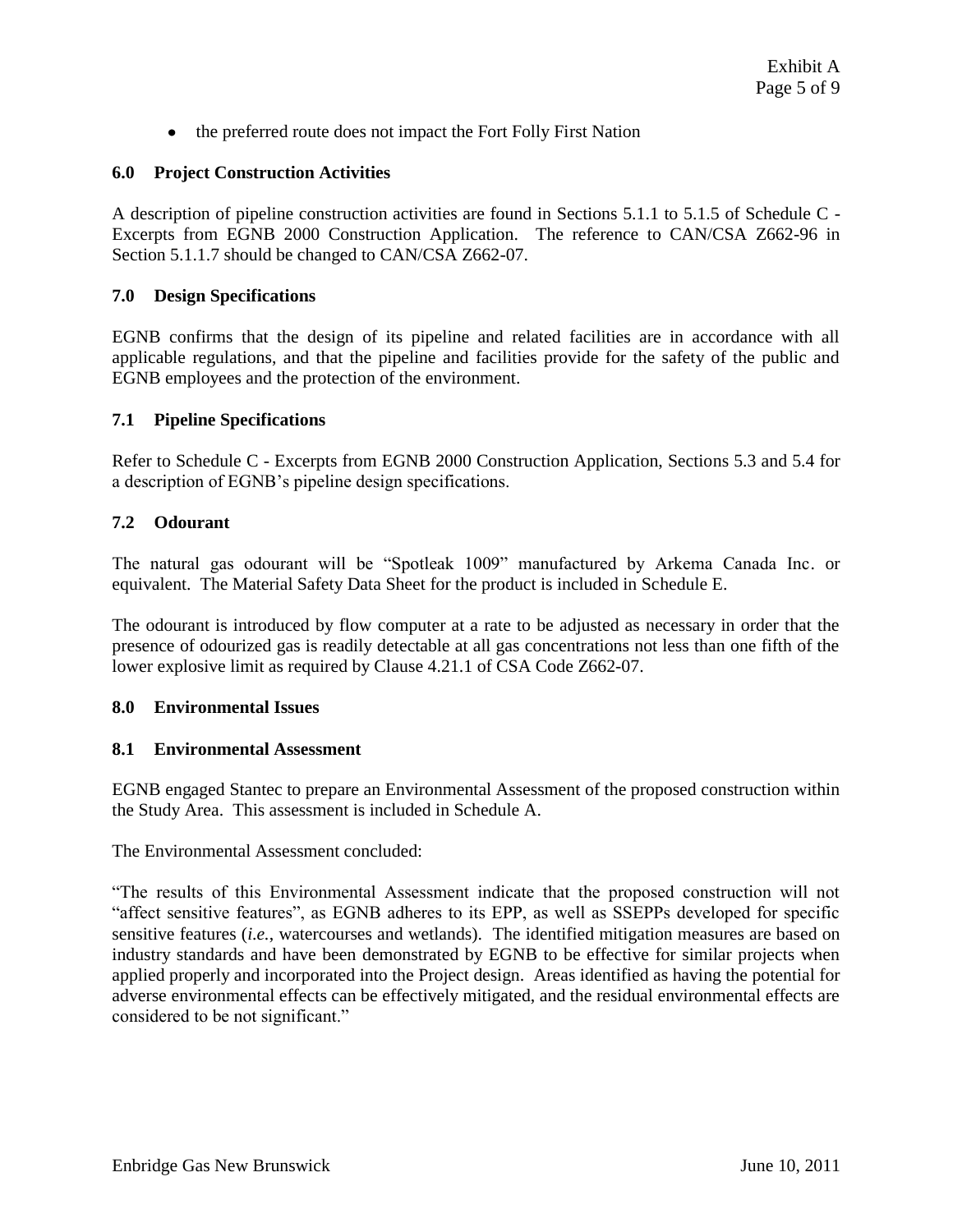- the preferred route does not impact the Fort Folly First Nation

## 6.0 Project Construction Activities

A description of pipeline construction activities are found in Sections 5.1.1 to 5.1.5 of Schedule C - Excerpts from EGNB 2000 Construction Application. The reference to CAN/CSA Z662-96 in Section 5.1.1.7 should be changed to CAN/CSA Z662-07.

## 7.0 Design Specifications

EGNB confirms that the design of its pipeline and related facilities are in accordance with all applicable regulations, and that the pipeline and facilities provide for the safety of the public and EGNB employees and the protection of the environment.

### 7.1 Pipeline Specifications

Refer to Schedule C - Excerpts from EGNB 2000 Construction Application, Sections 5.3 and 5.4 for a description of EGNB's pipeline design specifications.

### 7.2 Odourant

The natural gas odourant will be "Spotleak 1009" manufactured by Arkema Canada Inc. or equivalent. The Material Safety Data Sheet for the product is included in Schedule E.

The odourant is introduced by flow computer at a rate to be adjusted as necessary in order that the presence of odourized gas is readily detectable at all gas concentrations not less than one fifth of the lower explosive limit as required by Clause 4.21.1 of CSA Code Z662-07.

## 8.0 Environmental Issues

### 8.1 Environmental Assessment

EGNB engaged Stantec to prepare an Environmental Assessment of the proposed construction within the Study Area. This assessment is included in Schedule A.

The Environmental Assessment concluded:

"The results of this Environmental Assessment indicate that the proposed construction will not "affect sensitive features", as EGNB adheres to its EPP, as well as SSEPPs developed for specific sensitive features (*i.e.*, watercourses and wetlands). The identified mitigation measures are based on industry standards and have been demonstrated by EGNB to be effective for similar projects when applied properly and incorporated into the Project design. Areas identified as having the potential for adverse environmental effects can be effectively mitigated, and the residual environmental effects are considered to be not significant."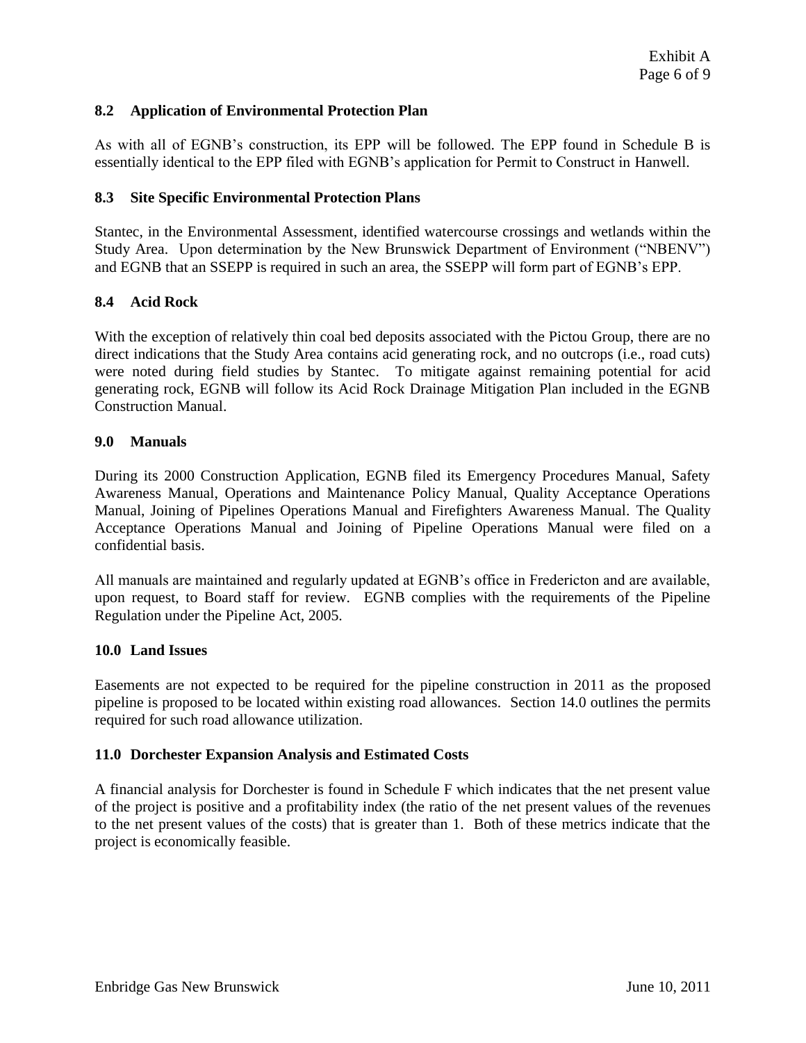## 8.2 Application of Environmental Protection Plan

As with all of EGNB's construction, its EPP will be followed. The EPP found in Schedule B is essentially identical to the EPP filed with EGNB's application for Permit to Construct in Hanwell.

## 8.3 Site Specific Environmental Protection Plans

Stantec, in the Environmental Assessment, identified watercourse crossings and wetlands within the Study Area. Upon determination by the New Brunswick Department of Environment ("NBENV") and EGNB that an SSEPP is required in such an area, the SSEPP will form part of EGNB's EPP.

## 8.4 Acid Rock

With the exception of relatively thin coal bed deposits associated with the Pictou Group, there are no direct indications that the Study Area contains acid generating rock, and no outcrops (i.e., road cuts) were noted during field studies by Stantec. To mitigate against remaining potential for acid generating rock, EGNB will follow its Acid Rock Drainage Mitigation Plan included in the EGNB Construction Manual.

# 9.0 Manuals

During its 2000 Construction Application, EGNB filed its Emergency Procedures Manual, Safety Awareness Manual, Operations and Maintenance Policy Manual, Quality Acceptance Operations Manual, Joining of Pipelines Operations Manual and Firefighters Awareness Manual. The Quality Acceptance Operations Manual and Joining of Pipeline Operations Manual were filed on a confidential basis.

All manuals are maintained and regularly updated at EGNB's office in Fredericton and are available, upon request, to Board staff for review. EGNB complies with the requirements of the Pipeline Regulation under the Pipeline Act, 2005.

# 10.0 Land Issues

Easements are not expected to be required for the pipeline construction in 2011 as the proposed pipeline is proposed to be located within existing road allowances. Section 14.0 outlines the permits required for such road allowance utilization.

# 11.0 Dorchester Expansion Analysis and Estimated Costs

A financial analysis for Dorchester is found in Schedule F which indicates that the net present value of the project is positive and a profitability index (the ratio of the net present values of the revenues to the net present values of the costs) that is greater than 1. Both of these metrics indicate that the project is economically feasible.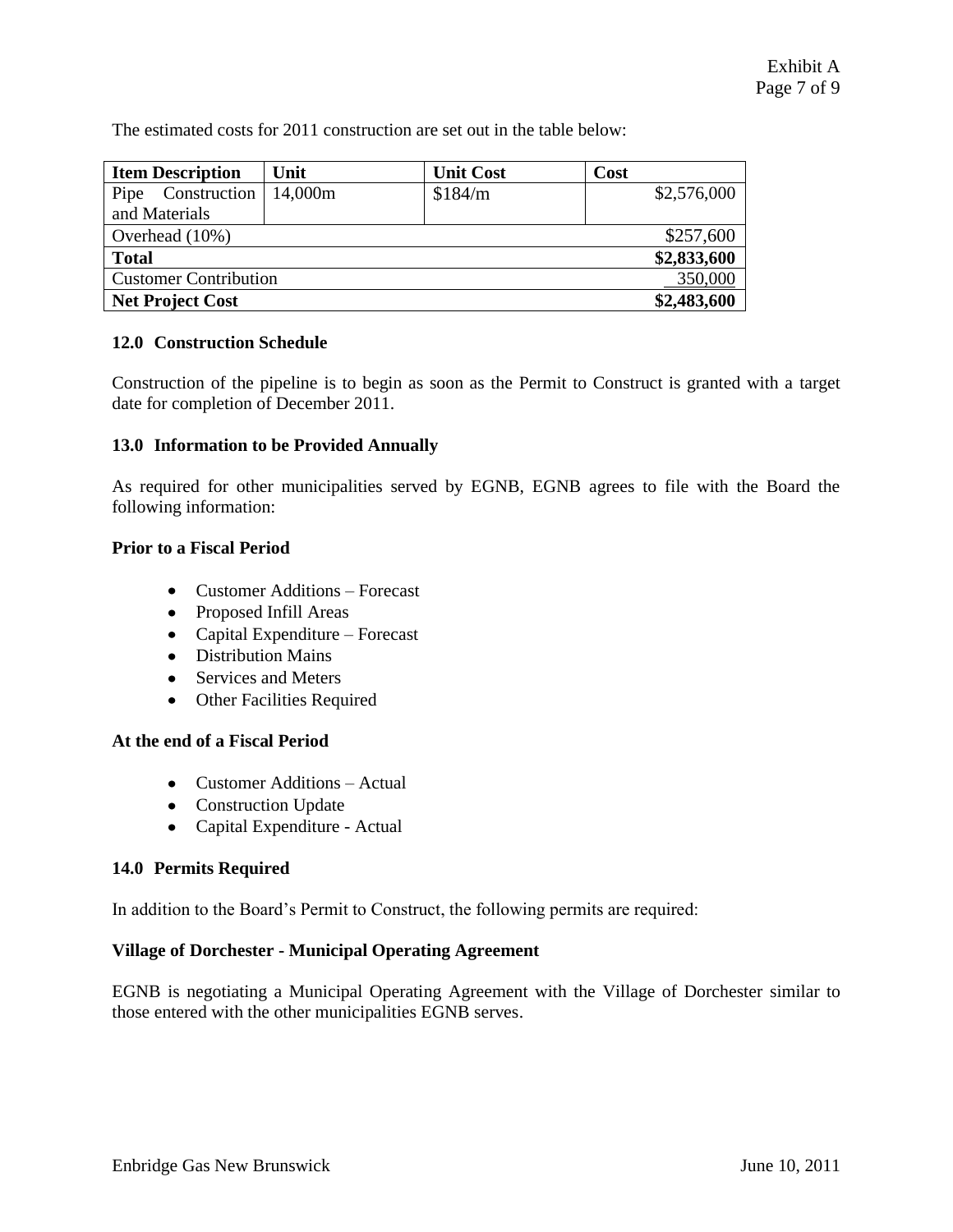The estimated costs for 2011 construction are set out in the table below:

| Item Description | Unit | Unit Cost | Cost |
|---|---|---|---|
| Pipe Construction and Materials | 14,000m | $184/m | $2,576,000 |
| Overhead (10%) | | | $257,600 |
| **Total** | | | **$2,833,600** |
| Customer Contribution | | | 350,000 |
| **Net Project Cost** | | | **$2,483,600** |

### 12.0 Construction Schedule

Construction of the pipeline is to begin as soon as the Permit to Construct is granted with a target date for completion of December 2011.

### 13.0 Information to be Provided Annually

As required for other municipalities served by EGNB, EGNB agrees to file with the Board the following information:

**Prior to a Fiscal Period**

- Customer Additions – Forecast
- Proposed Infill Areas
- Capital Expenditure – Forecast
- Distribution Mains
- Services and Meters
- Other Facilities Required

**At the end of a Fiscal Period**

- Customer Additions – Actual
- Construction Update
- Capital Expenditure - Actual

### 14.0 Permits Required

In addition to the Board's Permit to Construct, the following permits are required:

**Village of Dorchester - Municipal Operating Agreement**

EGNB is negotiating a Municipal Operating Agreement with the Village of Dorchester similar to those entered with the other municipalities EGNB serves.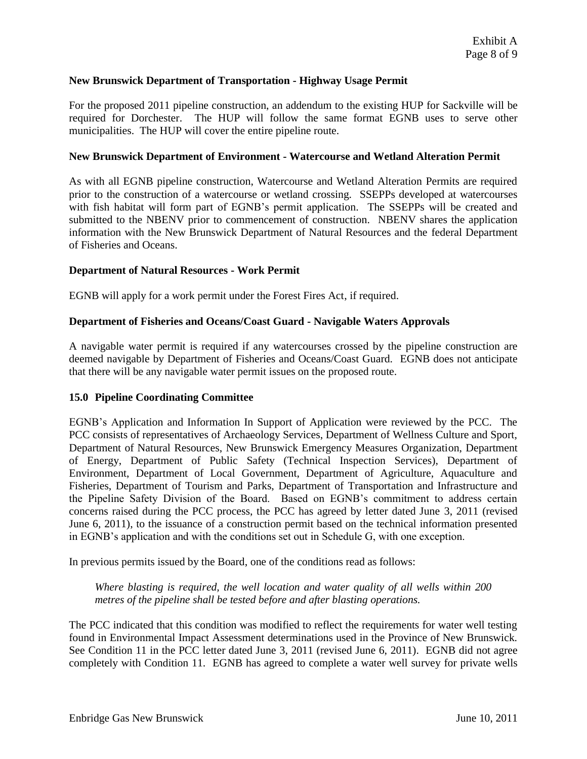**New Brunswick Department of Transportation - Highway Usage Permit**

For the proposed 2011 pipeline construction, an addendum to the existing HUP for Sackville will be required for Dorchester. The HUP will follow the same format EGNB uses to serve other municipalities. The HUP will cover the entire pipeline route.

**New Brunswick Department of Environment - Watercourse and Wetland Alteration Permit**

As with all EGNB pipeline construction, Watercourse and Wetland Alteration Permits are required prior to the construction of a watercourse or wetland crossing. SSEPPs developed at watercourses with fish habitat will form part of EGNB's permit application. The SSEPPs will be created and submitted to the NBENV prior to commencement of construction. NBENV shares the application information with the New Brunswick Department of Natural Resources and the federal Department of Fisheries and Oceans.

**Department of Natural Resources - Work Permit**

EGNB will apply for a work permit under the Forest Fires Act, if required.

**Department of Fisheries and Oceans/Coast Guard - Navigable Waters Approvals**

A navigable water permit is required if any watercourses crossed by the pipeline construction are deemed navigable by Department of Fisheries and Oceans/Coast Guard. EGNB does not anticipate that there will be any navigable water permit issues on the proposed route.

## 15.0 Pipeline Coordinating Committee

EGNB's Application and Information In Support of Application were reviewed by the PCC. The PCC consists of representatives of Archaeology Services, Department of Wellness Culture and Sport, Department of Natural Resources, New Brunswick Emergency Measures Organization, Department of Energy, Department of Public Safety (Technical Inspection Services), Department of Environment, Department of Local Government, Department of Agriculture, Aquaculture and Fisheries, Department of Tourism and Parks, Department of Transportation and Infrastructure and the Pipeline Safety Division of the Board. Based on EGNB's commitment to address certain concerns raised during the PCC process, the PCC has agreed by letter dated June 3, 2011 (revised June 6, 2011), to the issuance of a construction permit based on the technical information presented in EGNB's application and with the conditions set out in Schedule G, with one exception.

In previous permits issued by the Board, one of the conditions read as follows:

> *Where blasting is required, the well location and water quality of all wells within 200 metres of the pipeline shall be tested before and after blasting operations.*

The PCC indicated that this condition was modified to reflect the requirements for water well testing found in Environmental Impact Assessment determinations used in the Province of New Brunswick. See Condition 11 in the PCC letter dated June 3, 2011 (revised June 6, 2011). EGNB did not agree completely with Condition 11. EGNB has agreed to complete a water well survey for private wells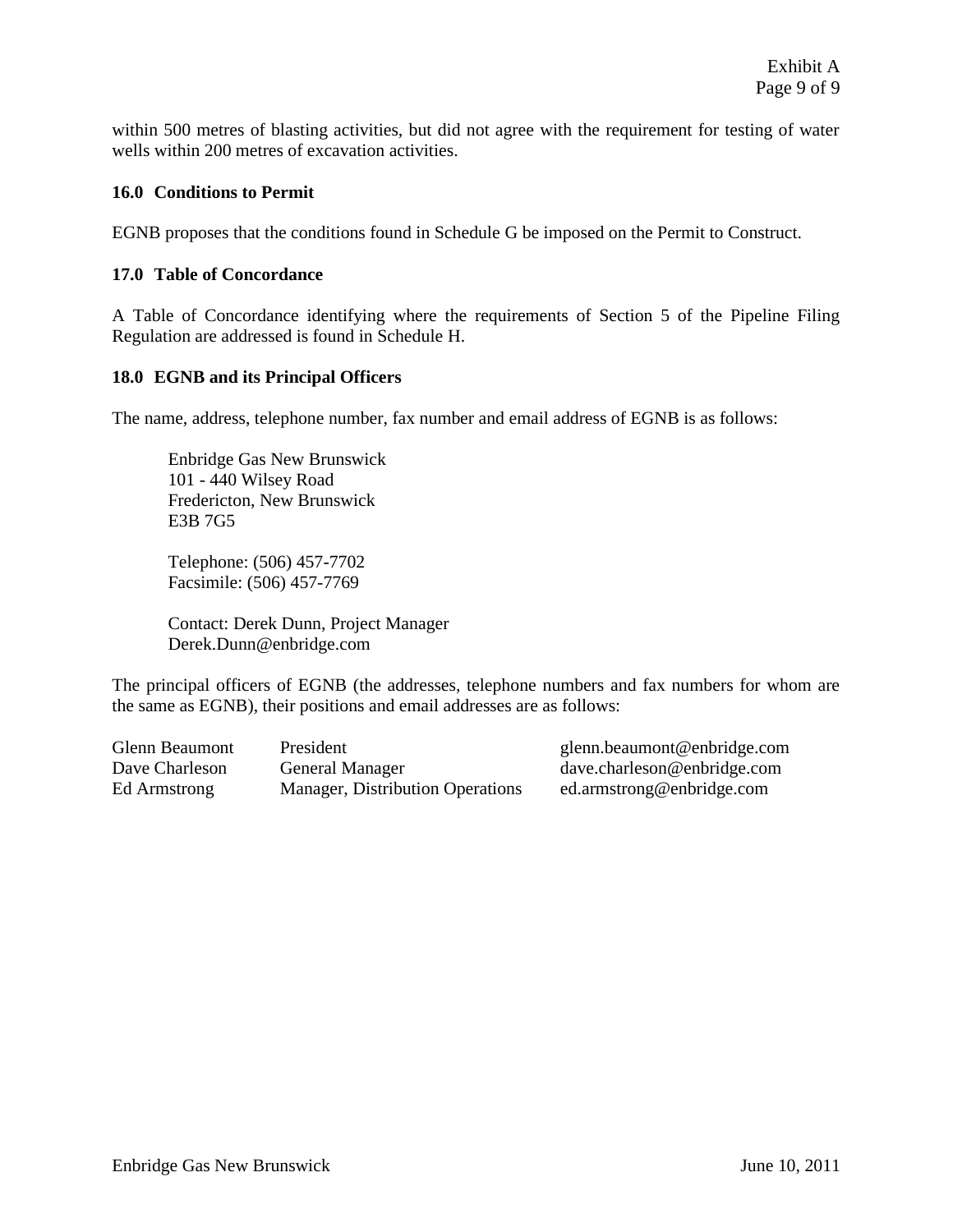within 500 metres of blasting activities, but did not agree with the requirement for testing of water wells within 200 metres of excavation activities.

## 16.0 Conditions to Permit

EGNB proposes that the conditions found in Schedule G be imposed on the Permit to Construct.

## 17.0 Table of Concordance

A Table of Concordance identifying where the requirements of Section 5 of the Pipeline Filing Regulation are addressed is found in Schedule H.

## 18.0 EGNB and its Principal Officers

The name, address, telephone number, fax number and email address of EGNB is as follows:

Enbridge Gas New Brunswick
101 - 440 Wilsey Road
Fredericton, New Brunswick
E3B 7G5

Telephone: (506) 457-7702
Facsimile: (506) 457-7769

Contact: Derek Dunn, Project Manager
Derek.Dunn@enbridge.com

The principal officers of EGNB (the addresses, telephone numbers and fax numbers for whom are the same as EGNB), their positions and email addresses are as follows:

| | | |
|---|---|---|
| Glenn Beaumont | President | glenn.beaumont@enbridge.com |
| Dave Charleson | General Manager | dave.charleson@enbridge.com |
| Ed Armstrong | Manager, Distribution Operations | ed.armstrong@enbridge.com |